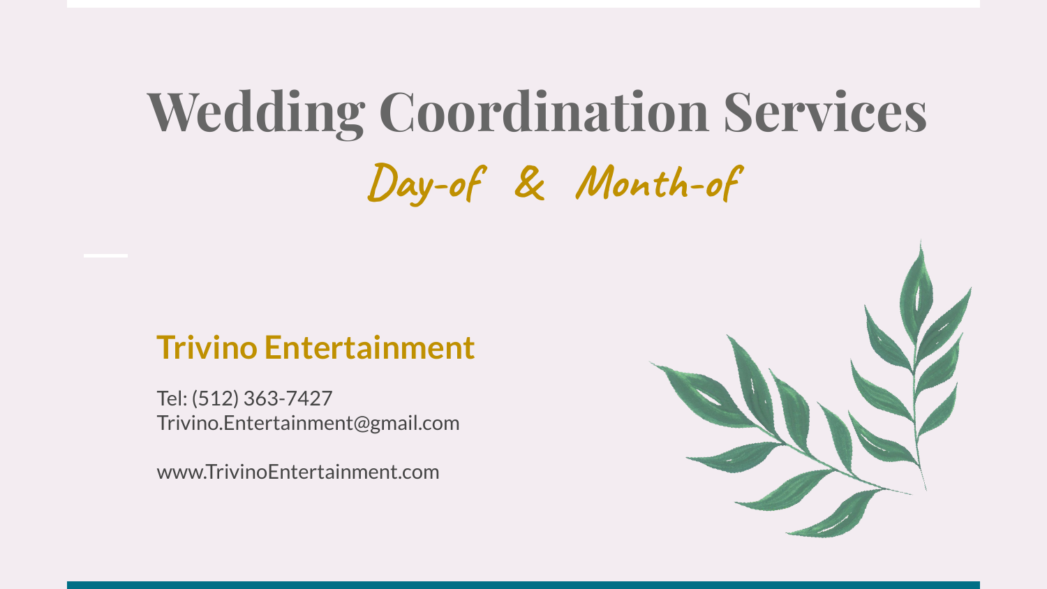# Wedding Coordination Services

## Day-of & Month-of

**Trivino Entertainment**

Tel: (512) 363-7427
Trivino.Entertainment@gmail.com

www.TrivinoEntertainment.com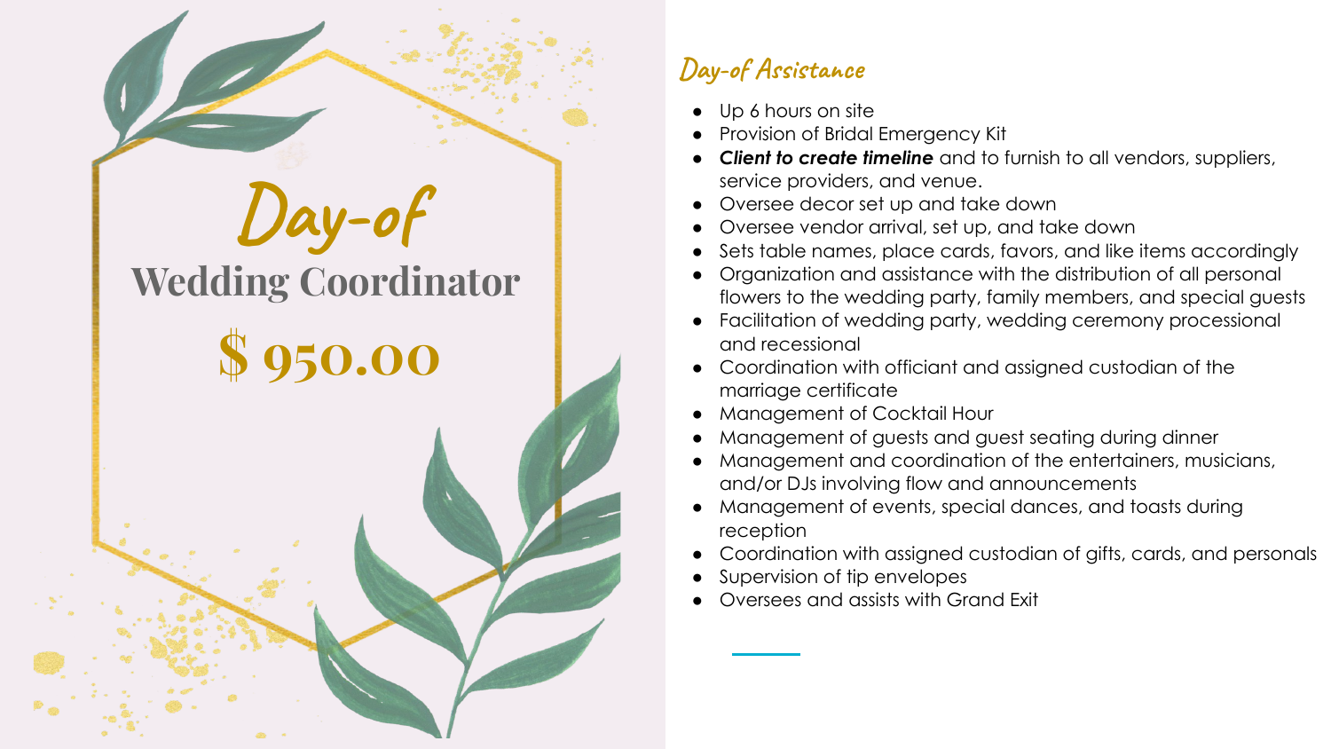# Day-of

## Wedding Coordinator

## $ 950.00

### Day-of Assistance

- Up 6 hours on site
- Provision of Bridal Emergency Kit
- ***Client to create timeline*** and to furnish to all vendors, suppliers, service providers, and venue.
- Oversee decor set up and take down
- Oversee vendor arrival, set up, and take down
- Sets table names, place cards, favors, and like items accordingly
- Organization and assistance with the distribution of all personal flowers to the wedding party, family members, and special guests
- Facilitation of wedding party, wedding ceremony processional and recessional
- Coordination with officiant and assigned custodian of the marriage certificate
- Management of Cocktail Hour
- Management of guests and guest seating during dinner
- Management and coordination of the entertainers, musicians, and/or DJs involving flow and announcements
- Management of events, special dances, and toasts during reception
- Coordination with assigned custodian of gifts, cards, and personals
- Supervision of tip envelopes
- Oversees and assists with Grand Exit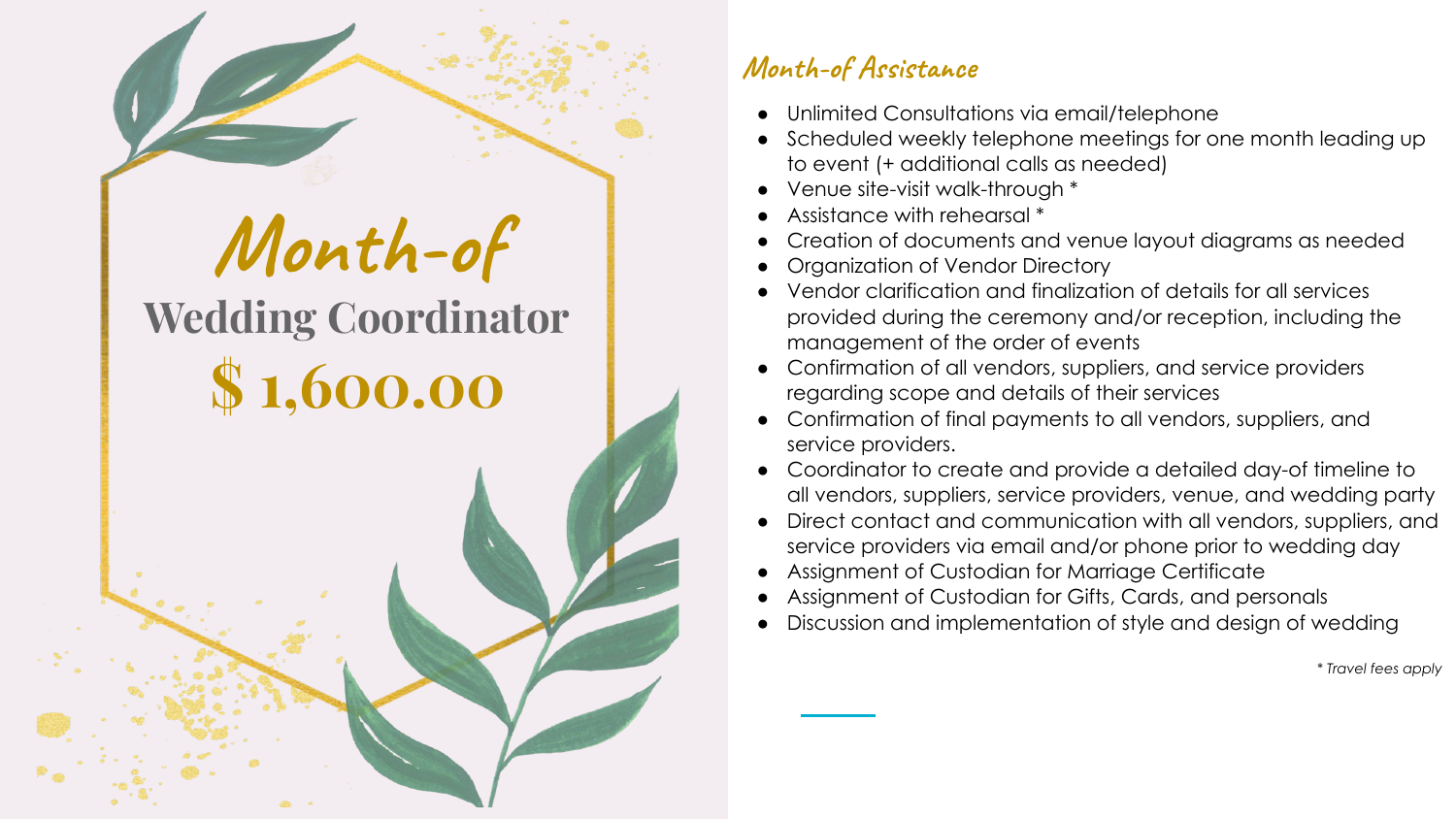# Month-of

## Wedding Coordinator

## $ 1,600.00

### Month-of Assistance

- Unlimited Consultations via email/telephone
- Scheduled weekly telephone meetings for one month leading up to event (+ additional calls as needed)
- Venue site-visit walk-through *
- Assistance with rehearsal *
- Creation of documents and venue layout diagrams as needed
- Organization of Vendor Directory
- Vendor clarification and finalization of details for all services provided during the ceremony and/or reception, including the management of the order of events
- Confirmation of all vendors, suppliers, and service providers regarding scope and details of their services
- Confirmation of final payments to all vendors, suppliers, and service providers.
- Coordinator to create and provide a detailed day-of timeline to all vendors, suppliers, service providers, venue, and wedding party
- Direct contact and communication with all vendors, suppliers, and service providers via email and/or phone prior to wedding day
- Assignment of Custodian for Marriage Certificate
- Assignment of Custodian for Gifts, Cards, and personals
- Discussion and implementation of style and design of wedding

*\* Travel fees apply*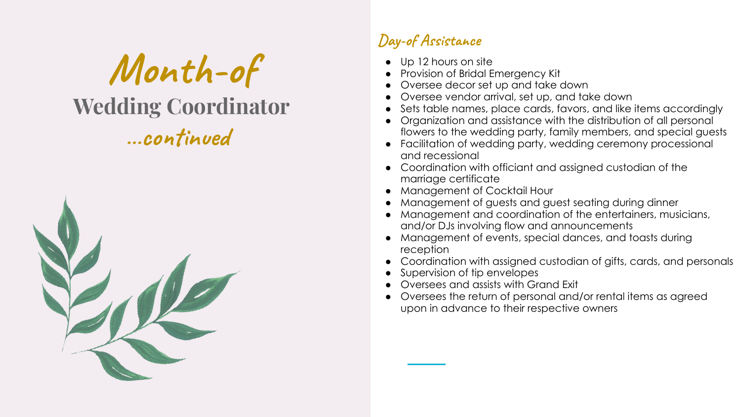# Month-of

## Wedding Coordinator

*...continued*

### Day-of Assistance

- Up 12 hours on site
- Provision of Bridal Emergency Kit
- Oversee decor set up and take down
- Oversee vendor arrival, set up, and take down
- Sets table names, place cards, favors, and like items accordingly
- Organization and assistance with the distribution of all personal flowers to the wedding party, family members, and special guests
- Facilitation of wedding party, wedding ceremony processional and recessional
- Coordination with officiant and assigned custodian of the marriage certificate
- Management of Cocktail Hour
- Management of guests and guest seating during dinner
- Management and coordination of the entertainers, musicians, and/or DJs involving flow and announcements
- Management of events, special dances, and toasts during reception
- Coordination with assigned custodian of gifts, cards, and personals
- Supervision of tip envelopes
- Oversees and assists with Grand Exit
- Oversees the return of personal and/or rental items as agreed upon in advance to their respective owners